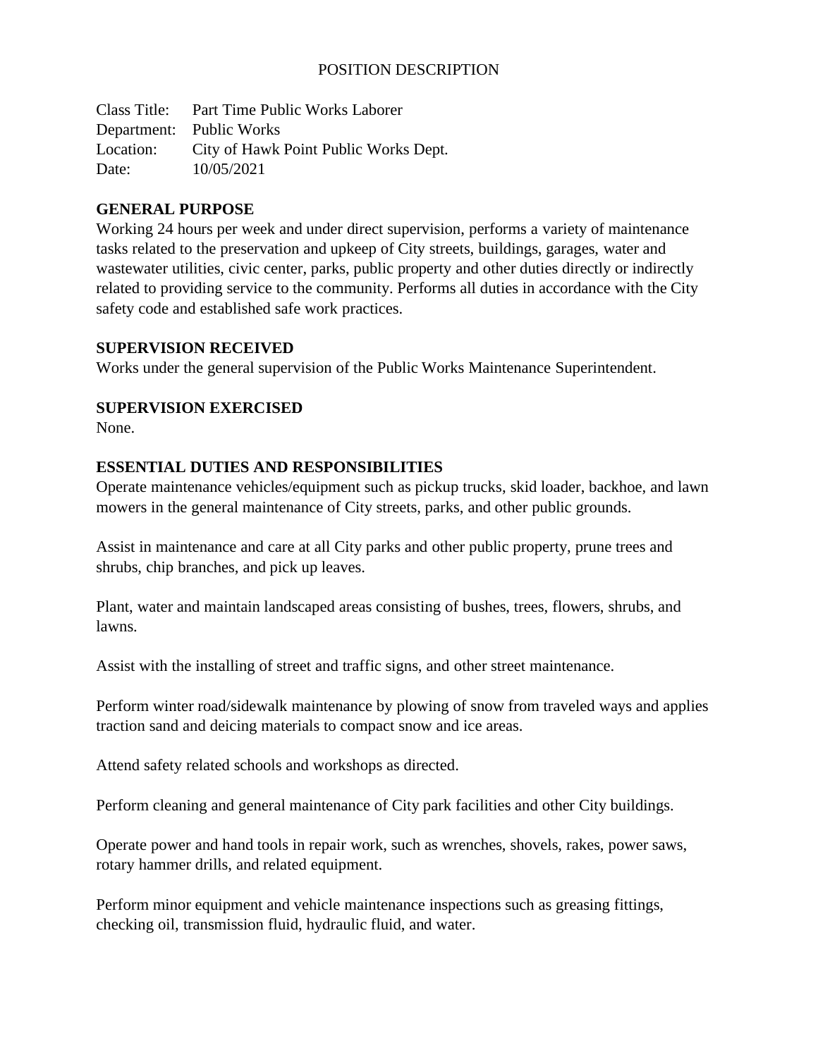# POSITION DESCRIPTION

Class Title: Part Time Public Works Laborer
Department: Public Works
Location: City of Hawk Point Public Works Dept.
Date: 10/05/2021

## GENERAL PURPOSE

Working 24 hours per week and under direct supervision, performs a variety of maintenance tasks related to the preservation and upkeep of City streets, buildings, garages, water and wastewater utilities, civic center, parks, public property and other duties directly or indirectly related to providing service to the community. Performs all duties in accordance with the City safety code and established safe work practices.

## SUPERVISION RECEIVED

Works under the general supervision of the Public Works Maintenance Superintendent.

## SUPERVISION EXERCISED

None.

## ESSENTIAL DUTIES AND RESPONSIBILITIES

Operate maintenance vehicles/equipment such as pickup trucks, skid loader, backhoe, and lawn mowers in the general maintenance of City streets, parks, and other public grounds.

Assist in maintenance and care at all City parks and other public property, prune trees and shrubs, chip branches, and pick up leaves.

Plant, water and maintain landscaped areas consisting of bushes, trees, flowers, shrubs, and lawns.

Assist with the installing of street and traffic signs, and other street maintenance.

Perform winter road/sidewalk maintenance by plowing of snow from traveled ways and applies traction sand and deicing materials to compact snow and ice areas.

Attend safety related schools and workshops as directed.

Perform cleaning and general maintenance of City park facilities and other City buildings.

Operate power and hand tools in repair work, such as wrenches, shovels, rakes, power saws, rotary hammer drills, and related equipment.

Perform minor equipment and vehicle maintenance inspections such as greasing fittings, checking oil, transmission fluid, hydraulic fluid, and water.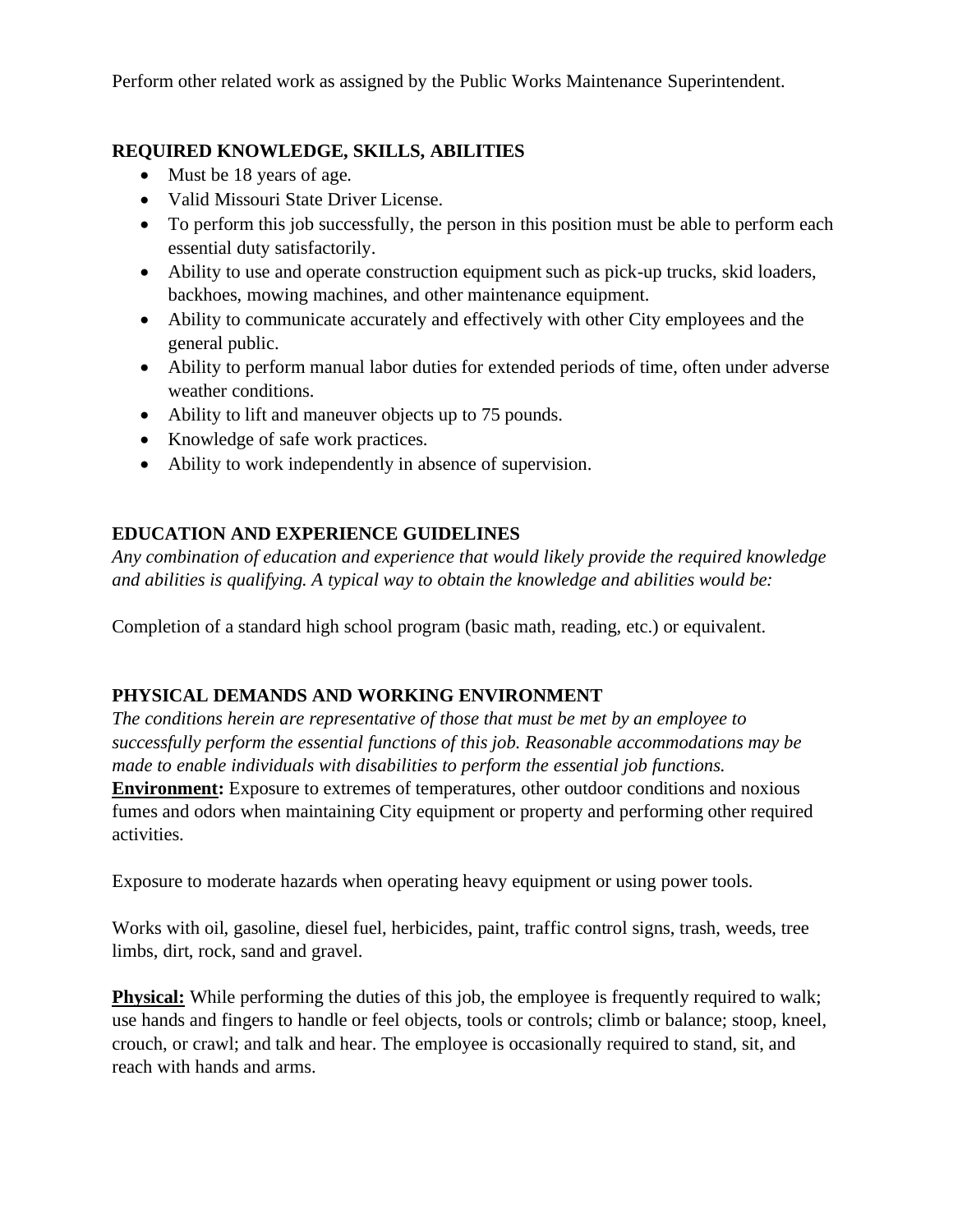Perform other related work as assigned by the Public Works Maintenance Superintendent.

## REQUIRED KNOWLEDGE, SKILLS, ABILITIES

- Must be 18 years of age.
- Valid Missouri State Driver License.
- To perform this job successfully, the person in this position must be able to perform each essential duty satisfactorily.
- Ability to use and operate construction equipment such as pick-up trucks, skid loaders, backhoes, mowing machines, and other maintenance equipment.
- Ability to communicate accurately and effectively with other City employees and the general public.
- Ability to perform manual labor duties for extended periods of time, often under adverse weather conditions.
- Ability to lift and maneuver objects up to 75 pounds.
- Knowledge of safe work practices.
- Ability to work independently in absence of supervision.

## EDUCATION AND EXPERIENCE GUIDELINES

*Any combination of education and experience that would likely provide the required knowledge and abilities is qualifying. A typical way to obtain the knowledge and abilities would be:*

Completion of a standard high school program (basic math, reading, etc.) or equivalent.

## PHYSICAL DEMANDS AND WORKING ENVIRONMENT

*The conditions herein are representative of those that must be met by an employee to successfully perform the essential functions of this job. Reasonable accommodations may be made to enable individuals with disabilities to perform the essential job functions.*

**Environment:** Exposure to extremes of temperatures, other outdoor conditions and noxious fumes and odors when maintaining City equipment or property and performing other required activities.

Exposure to moderate hazards when operating heavy equipment or using power tools.

Works with oil, gasoline, diesel fuel, herbicides, paint, traffic control signs, trash, weeds, tree limbs, dirt, rock, sand and gravel.

**Physical:** While performing the duties of this job, the employee is frequently required to walk; use hands and fingers to handle or feel objects, tools or controls; climb or balance; stoop, kneel, crouch, or crawl; and talk and hear. The employee is occasionally required to stand, sit, and reach with hands and arms.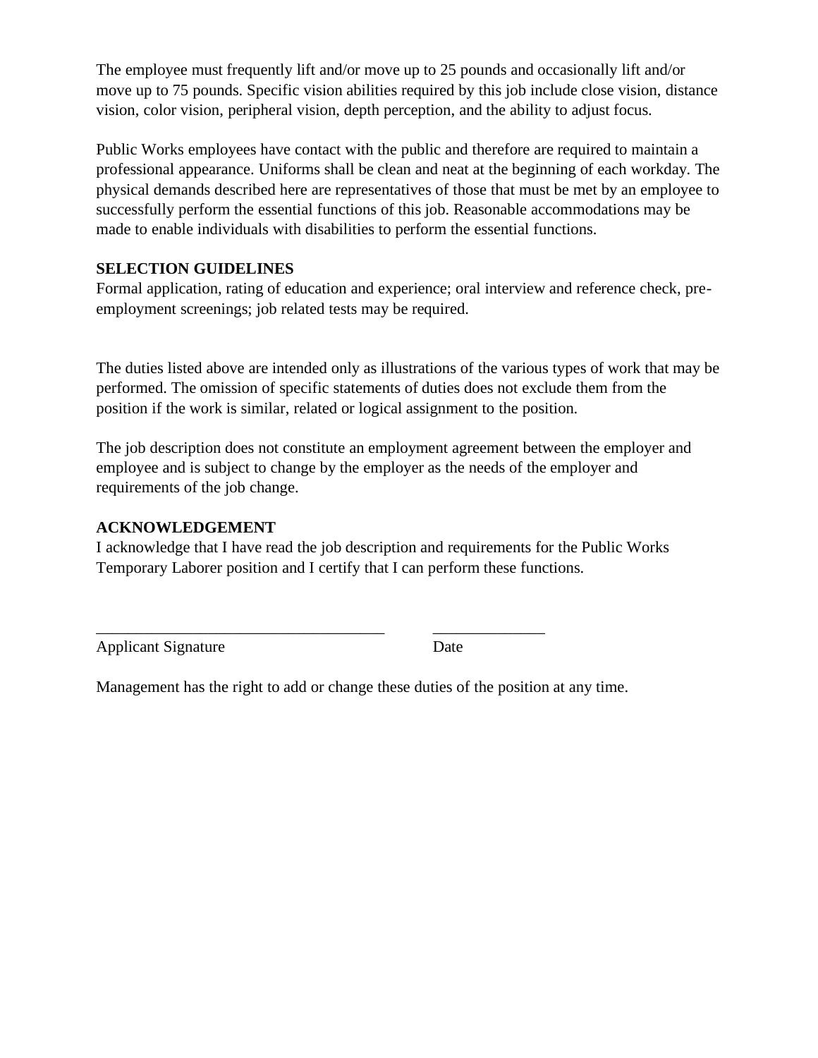The employee must frequently lift and/or move up to 25 pounds and occasionally lift and/or move up to 75 pounds. Specific vision abilities required by this job include close vision, distance vision, color vision, peripheral vision, depth perception, and the ability to adjust focus.

Public Works employees have contact with the public and therefore are required to maintain a professional appearance. Uniforms shall be clean and neat at the beginning of each workday. The physical demands described here are representatives of those that must be met by an employee to successfully perform the essential functions of this job. Reasonable accommodations may be made to enable individuals with disabilities to perform the essential functions.

**SELECTION GUIDELINES**
Formal application, rating of education and experience; oral interview and reference check, pre-employment screenings; job related tests may be required.

The duties listed above are intended only as illustrations of the various types of work that may be performed. The omission of specific statements of duties does not exclude them from the position if the work is similar, related or logical assignment to the position.

The job description does not constitute an employment agreement between the employer and employee and is subject to change by the employer as the needs of the employer and requirements of the job change.

**ACKNOWLEDGEMENT**
I acknowledge that I have read the job description and requirements for the Public Works Temporary Laborer position and I certify that I can perform these functions.

____________________________________ ______________
Applicant Signature Date

Management has the right to add or change these duties of the position at any time.